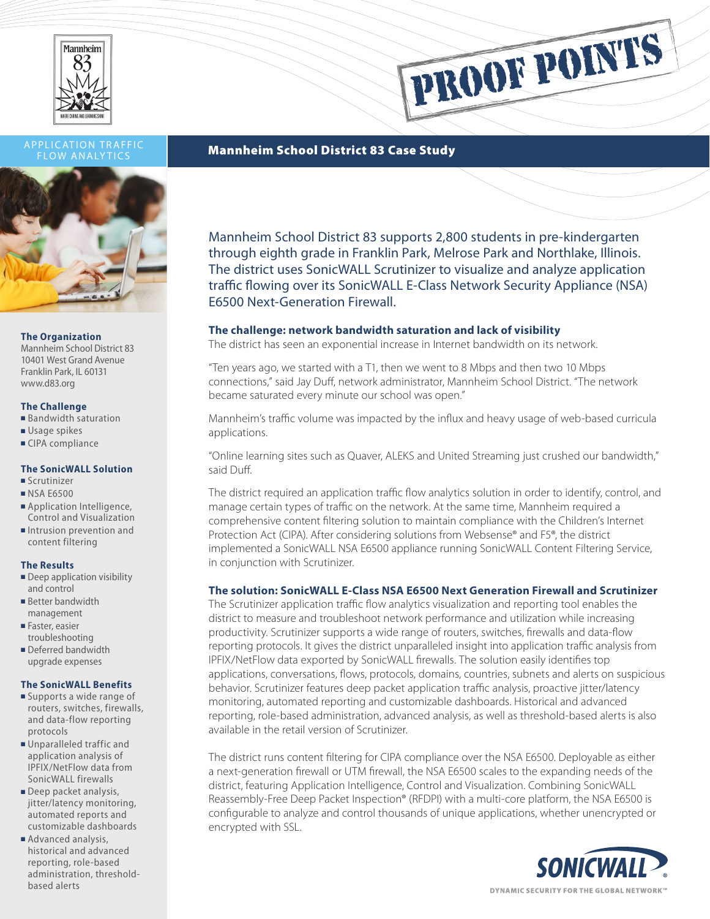PROOF POINTS

APPLICATION TRAFFIC FLOW ANALYTICS

# Mannheim School District 83 Case Study

Mannheim School District 83 supports 2,800 students in pre-kindergarten through eighth grade in Franklin Park, Melrose Park and Northlake, Illinois. The district uses SonicWALL Scrutinizer to visualize and analyze application traffic flowing over its SonicWALL E-Class Network Security Appliance (NSA) E6500 Next-Generation Firewall.

### The Organization

Mannheim School District 83
10401 West Grand Avenue
Franklin Park, IL 60131
www.d83.org

### The Challenge

- Bandwidth saturation
- Usage spikes
- CIPA compliance

### The SonicWALL Solution

- Scrutinizer
- NSA E6500
- Application Intelligence, Control and Visualization
- Intrusion prevention and content filtering

### The Results

- Deep application visibility and control
- Better bandwidth management
- Faster, easier troubleshooting
- Deferred bandwidth upgrade expenses

### The SonicWALL Benefits

- Supports a wide range of routers, switches, firewalls, and data-flow reporting protocols
- Unparalleled traffic and application analysis of IPFIX/NetFlow data from SonicWALL firewalls
- Deep packet analysis, jitter/latency monitoring, automated reports and customizable dashboards
- Advanced analysis, historical and advanced reporting, role-based administration, threshold-based alerts

## The challenge: network bandwidth saturation and lack of visibility

The district has seen an exponential increase in Internet bandwidth on its network.

"Ten years ago, we started with a T1, then we went to 8 Mbps and then two 10 Mbps connections," said Jay Duff, network administrator, Mannheim School District. "The network became saturated every minute our school was open."

Mannheim's traffic volume was impacted by the influx and heavy usage of web-based curricula applications.

"Online learning sites such as Quaver, ALEKS and United Streaming just crushed our bandwidth," said Duff.

The district required an application traffic flow analytics solution in order to identify, control, and manage certain types of traffic on the network. At the same time, Mannheim required a comprehensive content filtering solution to maintain compliance with the Children's Internet Protection Act (CIPA). After considering solutions from Websense® and F5®, the district implemented a SonicWALL NSA E6500 appliance running SonicWALL Content Filtering Service, in conjunction with Scrutinizer.

## The solution: SonicWALL E-Class NSA E6500 Next Generation Firewall and Scrutinizer

The Scrutinizer application traffic flow analytics visualization and reporting tool enables the district to measure and troubleshoot network performance and utilization while increasing productivity. Scrutinizer supports a wide range of routers, switches, firewalls and data-flow reporting protocols. It gives the district unparalleled insight into application traffic analysis from IPFIX/NetFlow data exported by SonicWALL firewalls. The solution easily identifies top applications, conversations, flows, protocols, domains, countries, subnets and alerts on suspicious behavior. Scrutinizer features deep packet application traffic analysis, proactive jitter/latency monitoring, automated reporting and customizable dashboards. Historical and advanced reporting, role-based administration, advanced analysis, as well as threshold-based alerts is also available in the retail version of Scrutinizer.

The district runs content filtering for CIPA compliance over the NSA E6500. Deployable as either a next-generation firewall or UTM firewall, the NSA E6500 scales to the expanding needs of the district, featuring Application Intelligence, Control and Visualization. Combining SonicWALL Reassembly-Free Deep Packet Inspection® (RFDPI) with a multi-core platform, the NSA E6500 is configurable to analyze and control thousands of unique applications, whether unencrypted or encrypted with SSL.

SONICWALL®
DYNAMIC SECURITY FOR THE GLOBAL NETWORK™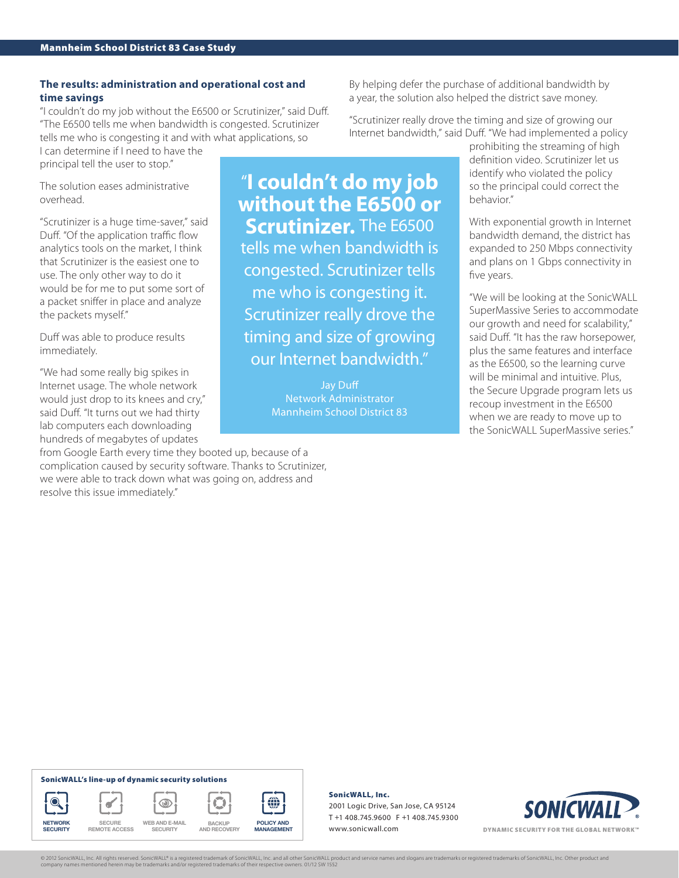## The results: administration and operational cost and time savings

"I couldn't do my job without the E6500 or Scrutinizer," said Duff. "The E6500 tells me when bandwidth is congested. Scrutinizer tells me who is congesting it and with what applications, so I can determine if I need to have the principal tell the user to stop."

The solution eases administrative overhead.

"Scrutinizer is a huge time-saver," said Duff. "Of the application traffic flow analytics tools on the market, I think that Scrutinizer is the easiest one to use. The only other way to do it would be for me to put some sort of a packet sniffer in place and analyze the packets myself."

Duff was able to produce results immediately.

"We had some really big spikes in Internet usage. The whole network would just drop to its knees and cry," said Duff. "It turns out we had thirty lab computers each downloading hundreds of megabytes of updates from Google Earth every time they booted up, because of a complication caused by security software. Thanks to Scrutinizer, we were able to track down what was going on, address and resolve this issue immediately."

> "**I couldn't do my job without the E6500 or Scrutinizer.** The E6500 tells me when bandwidth is congested. Scrutinizer tells me who is congesting it. Scrutinizer really drove the timing and size of growing our Internet bandwidth."
>
> Jay Duff
> Network Administrator
> Mannheim School District 83

By helping defer the purchase of additional bandwidth by a year, the solution also helped the district save money.

"Scrutinizer really drove the timing and size of growing our Internet bandwidth," said Duff. "We had implemented a policy prohibiting the streaming of high definition video. Scrutinizer let us identify who violated the policy so the principal could correct the behavior."

With exponential growth in Internet bandwidth demand, the district has expanded to 250 Mbps connectivity and plans on 1 Gbps connectivity in five years.

"We will be looking at the SonicWALL SuperMassive Series to accommodate our growth and need for scalability," said Duff. "It has the raw horsepower, plus the same features and interface as the E6500, so the learning curve will be minimal and intuitive. Plus, the Secure Upgrade program lets us recoup investment in the E6500 when we are ready to move up to the SonicWALL SuperMassive series."

**SonicWALL's line-up of dynamic security solutions**

NETWORK SECURITY | SECURE REMOTE ACCESS | WEB AND E-MAIL SECURITY | BACKUP AND RECOVERY | POLICY AND MANAGEMENT

**SonicWALL, Inc.**
2001 Logic Drive, San Jose, CA 95124
T +1 408.745.9600 F +1 408.745.9300
www.sonicwall.com

SONICWALL®
DYNAMIC SECURITY FOR THE GLOBAL NETWORK™

© 2012 SonicWALL, Inc. All rights reserved. SonicWALL® is a registered trademark of SonicWALL, Inc. and all other SonicWALL product and service names and slogans are trademarks or registered trademarks of SonicWALL, Inc. Other product and company names mentioned herein may be trademarks and/or registered trademarks of their respective owners. 01/12 SW 1552